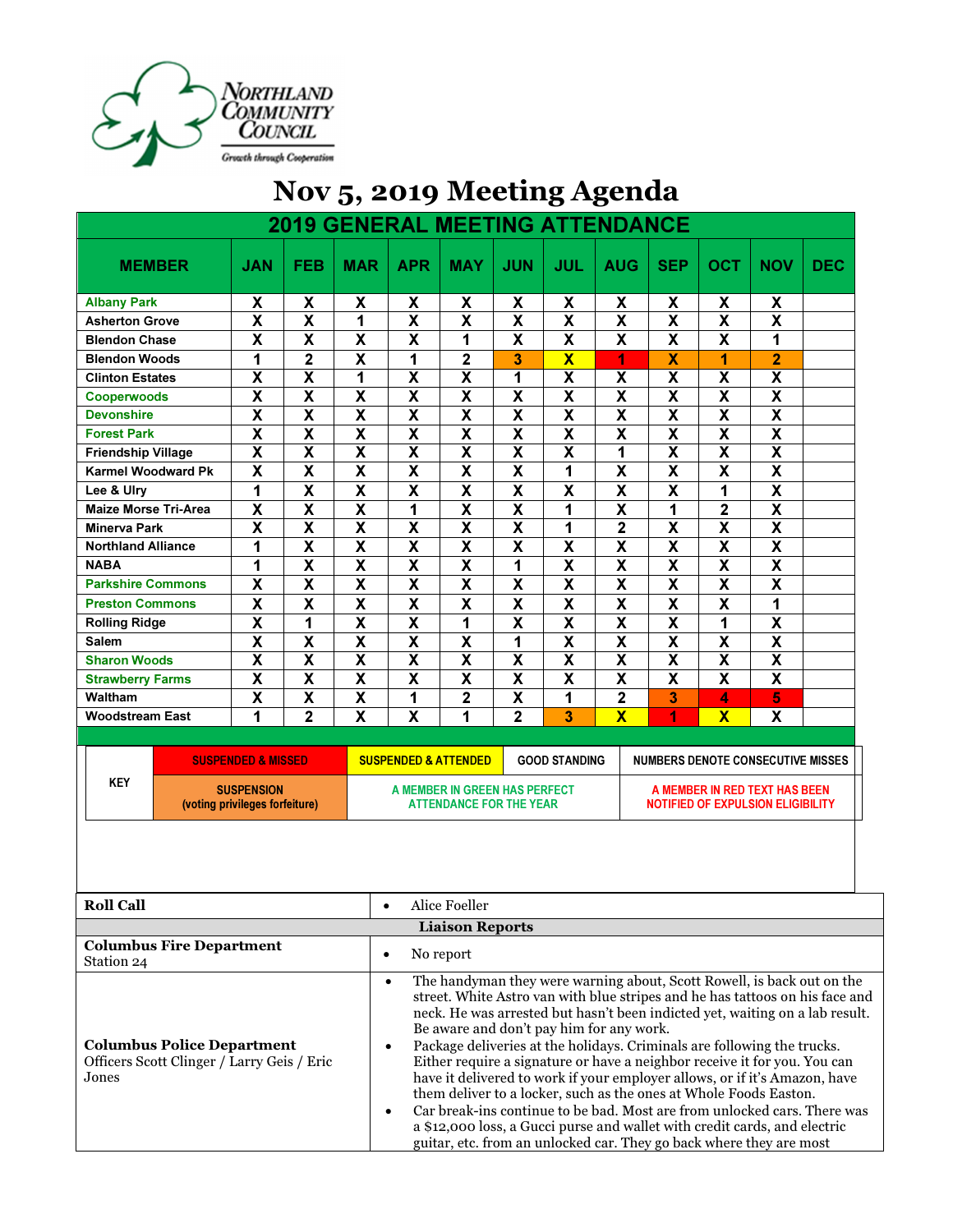Northland Community Council
Growth through Cooperation

# Nov 5, 2019 Meeting Agenda

## 2019 GENERAL MEETING ATTENDANCE

| MEMBER | JAN | FEB | MAR | APR | MAY | JUN | JUL | AUG | SEP | OCT | NOV | DEC |
|---|---|---|---|---|---|---|---|---|---|---|---|---|
| Albany Park | X | X | X | X | X | X | X | X | X | X | X | |
| Asherton Grove | X | X | 1 | X | X | X | X | X | X | X | X | |
| Blendon Chase | X | X | X | X | 1 | X | X | X | X | X | 1 | |
| Blendon Woods | 1 | 2 | X | 1 | 2 | 3 | X | 1 | X | 1 | 2 | |
| Clinton Estates | X | X | 1 | X | X | 1 | X | X | X | X | X | |
| Cooperwoods | X | X | X | X | X | X | X | X | X | X | X | |
| Devonshire | X | X | X | X | X | X | X | X | X | X | X | |
| Forest Park | X | X | X | X | X | X | X | X | X | X | X | |
| Friendship Village | X | X | X | X | X | X | X | 1 | X | X | X | |
| Karmel Woodward Pk | X | X | X | X | X | X | 1 | X | X | X | X | |
| Lee & Ulry | 1 | X | X | X | X | X | X | X | X | 1 | X | |
| Maize Morse Tri-Area | X | X | X | 1 | X | X | 1 | X | 1 | 2 | X | |
| Minerva Park | X | X | X | X | X | X | 1 | 2 | X | X | X | |
| Northland Alliance | 1 | X | X | X | X | X | X | X | X | X | X | |
| NABA | 1 | X | X | X | X | 1 | X | X | X | X | X | |
| Parkshire Commons | X | X | X | X | X | X | X | X | X | X | X | |
| Preston Commons | X | X | X | X | X | X | X | X | X | X | 1 | |
| Rolling Ridge | X | 1 | X | X | 1 | X | X | X | X | 1 | X | |
| Salem | X | X | X | X | X | 1 | X | X | X | X | X | |
| Sharon Woods | X | X | X | X | X | X | X | X | X | X | X | |
| Strawberry Farms | X | X | X | X | X | X | X | X | X | X | X | |
| Waltham | X | X | X | 1 | 2 | X | 1 | 2 | 3 | 4 | 5 | |
| Woodstream East | 1 | 2 | X | X | 1 | 2 | 3 | X | 1 | X | X | |

| KEY | SUSPENDED & MISSED | SUSPENDED & ATTENDED | GOOD STANDING | NUMBERS DENOTE CONSECUTIVE MISSES |
|---|---|---|---|---|
| | SUSPENSION (voting privileges forfeiture) | A MEMBER IN GREEN HAS PERFECT ATTENDANCE FOR THE YEAR | | A MEMBER IN RED TEXT HAS BEEN NOTIFIED OF EXPULSION ELIGIBILITY |

| | |
|---|---|
| **Roll Call** | • Alice Foeller |
| **Liaison Reports** | |
| **Columbus Fire Department** Station 24 | • No report |
| **Columbus Police Department** Officers Scott Clinger / Larry Geis / Eric Jones | • The handyman they were warning about, Scott Rowell, is back out on the street. White Astro van with blue stripes and he has tattoos on his face and neck. He was arrested but hasn't been indicted yet, waiting on a lab result. Be aware and don't pay him for any work.<br>• Package deliveries at the holidays. Criminals are following the trucks. Either require a signature or have a neighbor receive it for you. You can have it delivered to work if your employer allows, or if it's Amazon, have them deliver to a locker, such as the ones at Whole Foods Easton.<br>• Car break-ins continue to be bad. Most are from unlocked cars. There was a $12,000 loss, a Gucci purse and wallet with credit cards, and electric guitar, etc. from an unlocked car. They go back where they are most |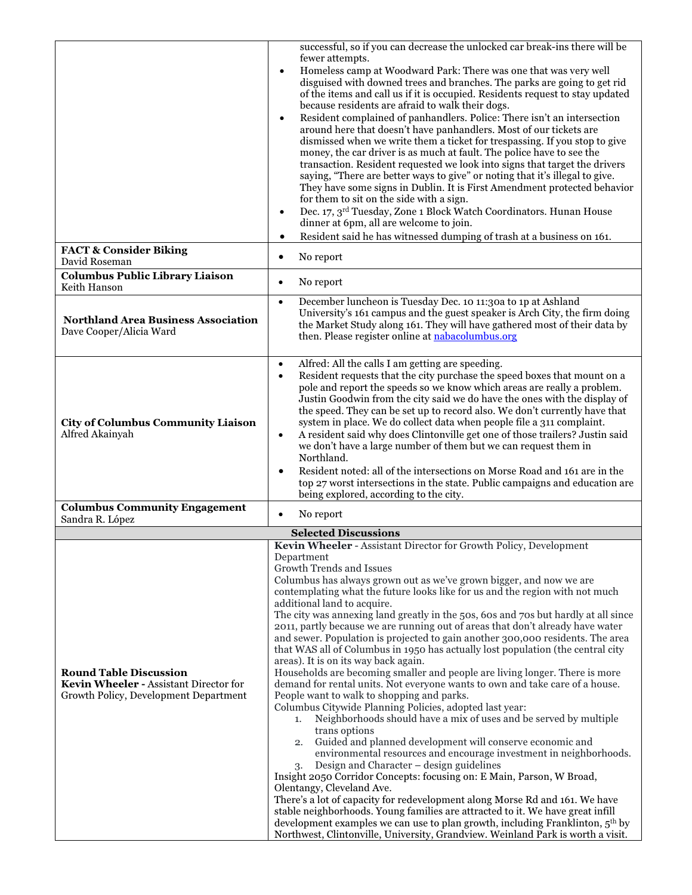| | |
|---|---|
| | successful, so if you can decrease the unlocked car break-ins there will be fewer attempts.<br>• Homeless camp at Woodward Park: There was one that was very well disguised with downed trees and branches. The parks are going to get rid of the items and call us if it is occupied. Residents request to stay updated because residents are afraid to walk their dogs.<br>• Resident complained of panhandlers. Police: There isn't an intersection around here that doesn't have panhandlers. Most of our tickets are dismissed when we write them a ticket for trespassing. If you stop to give money, the car driver is as much at fault. The police have to see the transaction. Resident requested we look into signs that target the drivers saying, "There are better ways to give" or noting that it's illegal to give. They have some signs in Dublin. It is First Amendment protected behavior for them to sit on the side with a sign.<br>• Dec. 17, 3rd Tuesday, Zone 1 Block Watch Coordinators. Hunan House dinner at 6pm, all are welcome to join.<br>• Resident said he has witnessed dumping of trash at a business on 161. |
| **FACT & Consider Biking**<br>David Roseman | • No report |
| **Columbus Public Library Liaison**<br>Keith Hanson | • No report |
| **Northland Area Business Association**<br>Dave Cooper/Alicia Ward | • December luncheon is Tuesday Dec. 10 11:30a to 1p at Ashland University's 161 campus and the guest speaker is Arch City, the firm doing the Market Study along 161. They will have gathered most of their data by then. Please register online at nabacolumbus.org |
| **City of Columbus Community Liaison**<br>Alfred Akainyah | • Alfred: All the calls I am getting are speeding.<br>• Resident requests that the city purchase the speed boxes that mount on a pole and report the speeds so we know which areas are really a problem. Justin Goodwin from the city said we do have the ones with the display of the speed. They can be set up to record also. We don't currently have that system in place. We do collect data when people file a 311 complaint.<br>• A resident said why does Clintonville get one of those trailers? Justin said we don't have a large number of them but we can request them in Northland.<br>• Resident noted: all of the intersections on Morse Road and 161 are in the top 27 worst intersections in the state. Public campaigns and education are being explored, according to the city. |
| **Columbus Community Engagement**<br>Sandra R. López | • No report |
| **Selected Discussions** | |
| **Round Table Discussion**<br>**Kevin Wheeler -** Assistant Director for Growth Policy, Development Department | **Kevin Wheeler** - Assistant Director for Growth Policy, Development Department<br>Growth Trends and Issues<br>Columbus has always grown out as we've grown bigger, and now we are contemplating what the future looks like for us and the region with not much additional land to acquire.<br>The city was annexing land greatly in the 50s, 60s and 70s but hardly at all since 2011, partly because we are running out of areas that don't already have water and sewer. Population is projected to gain another 300,000 residents. The area that WAS all of Columbus in 1950 has actually lost population (the central city areas). It is on its way back again.<br>Households are becoming smaller and people are living longer. There is more demand for rental units. Not everyone wants to own and take care of a house. People want to walk to shopping and parks.<br>Columbus Citywide Planning Policies, adopted last year:<br>1. Neighborhoods should have a mix of uses and be served by multiple trans options<br>2. Guided and planned development will conserve economic and environmental resources and encourage investment in neighborhoods.<br>3. Design and Character – design guidelines<br>Insight 2050 Corridor Concepts: focusing on: E Main, Parson, W Broad, Olentangy, Cleveland Ave.<br>There's a lot of capacity for redevelopment along Morse Rd and 161. We have stable neighborhoods. Young families are attracted to it. We have great infill development examples we can use to plan growth, including Franklinton, 5th by Northwest, Clintonville, University, Grandview. Weinland Park is worth a visit. |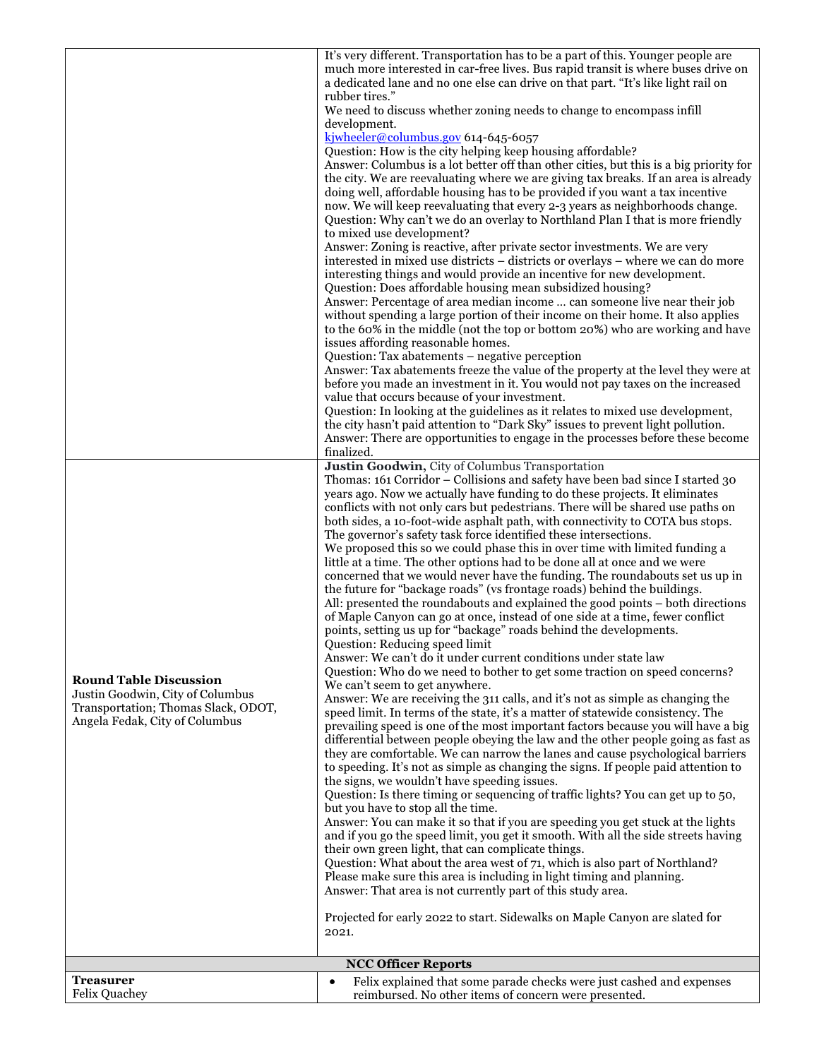| | |
|---|---|
| | It's very different. Transportation has to be a part of this. Younger people are much more interested in car-free lives. Bus rapid transit is where buses drive on a dedicated lane and no one else can drive on that part. "It's like light rail on rubber tires."<br>We need to discuss whether zoning needs to change to encompass infill development.<br>kjwheeler@columbus.gov 614-645-6057<br>Question: How is the city helping keep housing affordable?<br>Answer: Columbus is a lot better off than other cities, but this is a big priority for the city. We are reevaluating where we are giving tax breaks. If an area is already doing well, affordable housing has to be provided if you want a tax incentive now. We will keep reevaluating that every 2-3 years as neighborhoods change.<br>Question: Why can't we do an overlay to Northland Plan I that is more friendly to mixed use development?<br>Answer: Zoning is reactive, after private sector investments. We are very interested in mixed use districts – districts or overlays – where we can do more interesting things and would provide an incentive for new development.<br>Question: Does affordable housing mean subsidized housing?<br>Answer: Percentage of area median income … can someone live near their job without spending a large portion of their income on their home. It also applies to the 60% in the middle (not the top or bottom 20%) who are working and have issues affording reasonable homes.<br>Question: Tax abatements – negative perception<br>Answer: Tax abatements freeze the value of the property at the level they were at before you made an investment in it. You would not pay taxes on the increased value that occurs because of your investment.<br>Question: In looking at the guidelines as it relates to mixed use development, the city hasn't paid attention to "Dark Sky" issues to prevent light pollution.<br>Answer: There are opportunities to engage in the processes before these become finalized. |
| **Round Table Discussion**<br>Justin Goodwin, City of Columbus Transportation; Thomas Slack, ODOT, Angela Fedak, City of Columbus | **Justin Goodwin,** City of Columbus Transportation<br>Thomas: 161 Corridor – Collisions and safety have been bad since I started 30 years ago. Now we actually have funding to do these projects. It eliminates conflicts with not only cars but pedestrians. There will be shared use paths on both sides, a 10-foot-wide asphalt path, with connectivity to COTA bus stops. The governor's safety task force identified these intersections.<br>We proposed this so we could phase this in over time with limited funding a little at a time. The other options had to be done all at once and we were concerned that we would never have the funding. The roundabouts set us up in the future for "backage roads" (vs frontage roads) behind the buildings.<br>All: presented the roundabouts and explained the good points – both directions of Maple Canyon can go at once, instead of one side at a time, fewer conflict points, setting us up for "backage" roads behind the developments.<br>Question: Reducing speed limit<br>Answer: We can't do it under current conditions under state law<br>Question: Who do we need to bother to get some traction on speed concerns? We can't seem to get anywhere.<br>Answer: We are receiving the 311 calls, and it's not as simple as changing the speed limit. In terms of the state, it's a matter of statewide consistency. The prevailing speed is one of the most important factors because you will have a big differential between people obeying the law and the other people going as fast as they are comfortable. We can narrow the lanes and cause psychological barriers to speeding. It's not as simple as changing the signs. If people paid attention to the signs, we wouldn't have speeding issues.<br>Question: Is there timing or sequencing of traffic lights? You can get up to 50, but you have to stop all the time.<br>Answer: You can make it so that if you are speeding you get stuck at the lights and if you go the speed limit, you get it smooth. With all the side streets having their own green light, that can complicate things.<br>Question: What about the area west of 71, which is also part of Northland? Please make sure this area is including in light timing and planning.<br>Answer: That area is not currently part of this study area.<br><br>Projected for early 2022 to start. Sidewalks on Maple Canyon are slated for 2021. |
| **NCC Officer Reports** | |
| **Treasurer**<br>Felix Quachey | • Felix explained that some parade checks were just cashed and expenses reimbursed. No other items of concern were presented. |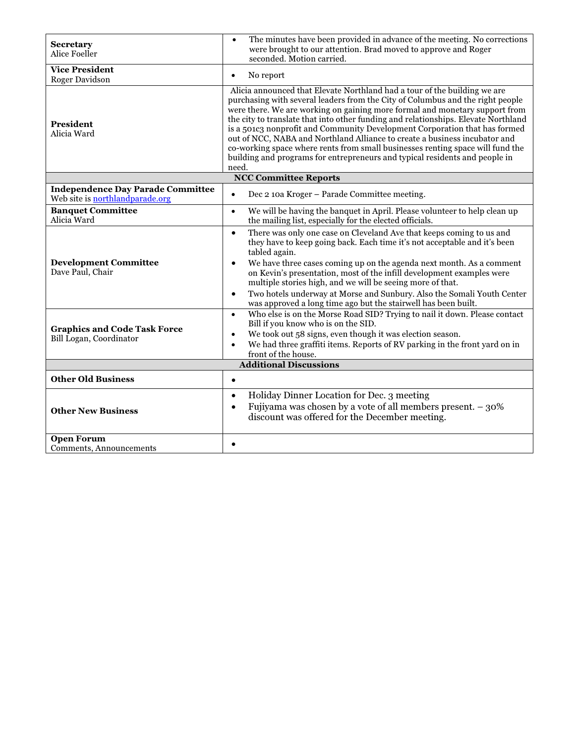| | |
|---|---|
| **Secretary** Alice Foeller | • The minutes have been provided in advance of the meeting. No corrections were brought to our attention. Brad moved to approve and Roger seconded. Motion carried. |
| **Vice President** Roger Davidson | • No report |
| **President** Alicia Ward | Alicia announced that Elevate Northland had a tour of the building we are purchasing with several leaders from the City of Columbus and the right people were there. We are working on gaining more formal and monetary support from the city to translate that into other funding and relationships. Elevate Northland is a 501c3 nonprofit and Community Development Corporation that has formed out of NCC, NABA and Northland Alliance to create a business incubator and co-working space where rents from small businesses renting space will fund the building and programs for entrepreneurs and typical residents and people in need. |
| **NCC Committee Reports** | |
| **Independence Day Parade Committee** Web site is [northlandparade.org](http://northlandparade.org) | • Dec 2 10a Kroger – Parade Committee meeting. |
| **Banquet Committee** Alicia Ward | • We will be having the banquet in April. Please volunteer to help clean up the mailing list, especially for the elected officials. |
| **Development Committee** Dave Paul, Chair | • There was only one case on Cleveland Ave that keeps coming to us and they have to keep going back. Each time it's not acceptable and it's been tabled again.<br>• We have three cases coming up on the agenda next month. As a comment on Kevin's presentation, most of the infill development examples were multiple stories high, and we will be seeing more of that.<br>• Two hotels underway at Morse and Sunbury. Also the Somali Youth Center was approved a long time ago but the stairwell has been built. |
| **Graphics and Code Task Force** Bill Logan, Coordinator | • Who else is on the Morse Road SID? Trying to nail it down. Please contact Bill if you know who is on the SID.<br>• We took out 58 signs, even though it was election season.<br>• We had three graffiti items. Reports of RV parking in the front yard on in front of the house. |
| **Additional Discussions** | |
| **Other Old Business** | • |
| **Other New Business** | • Holiday Dinner Location for Dec. 3 meeting<br>• Fujiyama was chosen by a vote of all members present. – 30% discount was offered for the December meeting. |
| **Open Forum** Comments, Announcements | • |